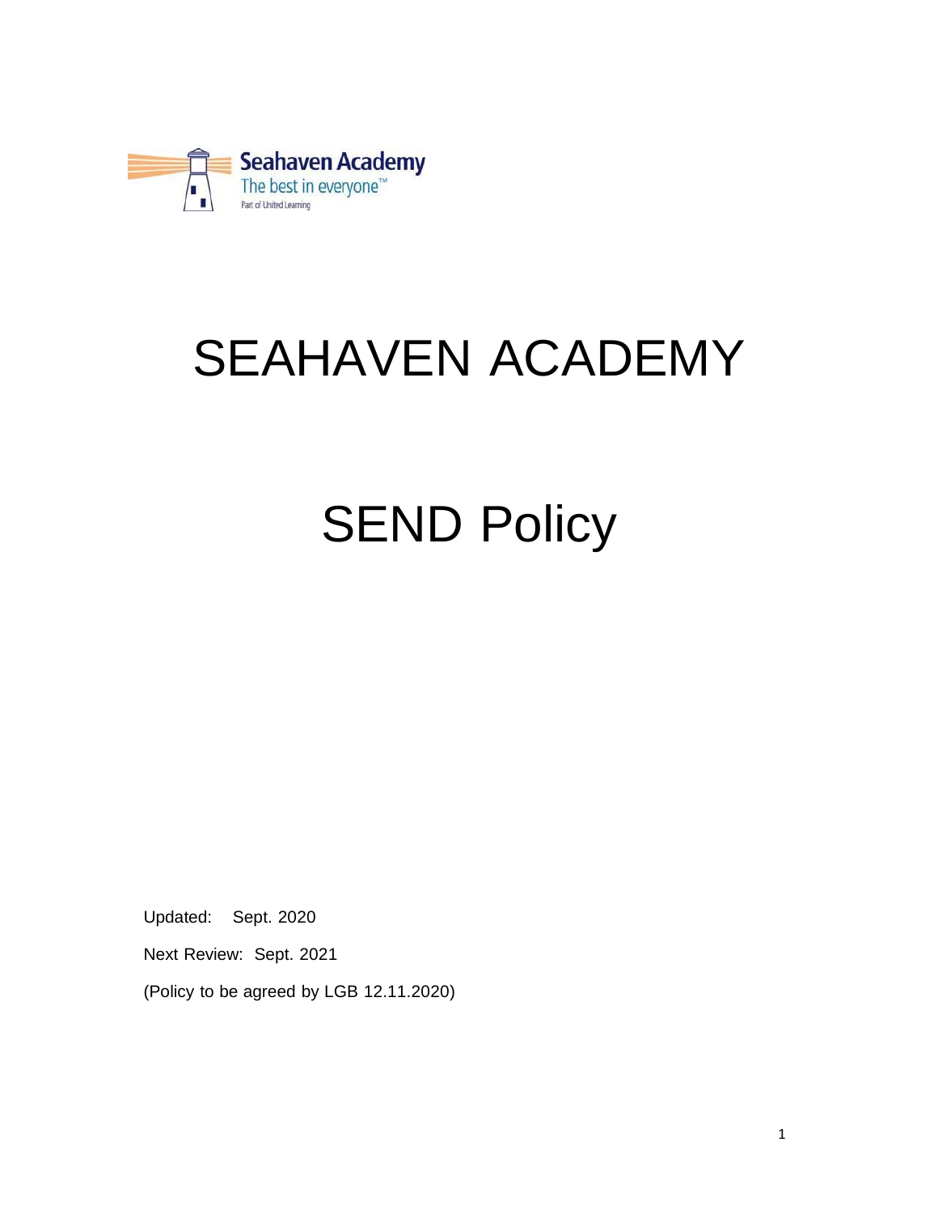Seahaven Academy
The best in everyone™
Part of United Learning

# SEAHAVEN ACADEMY

# SEND Policy

Updated: Sept. 2020

Next Review: Sept. 2021

(Policy to be agreed by LGB 12.11.2020)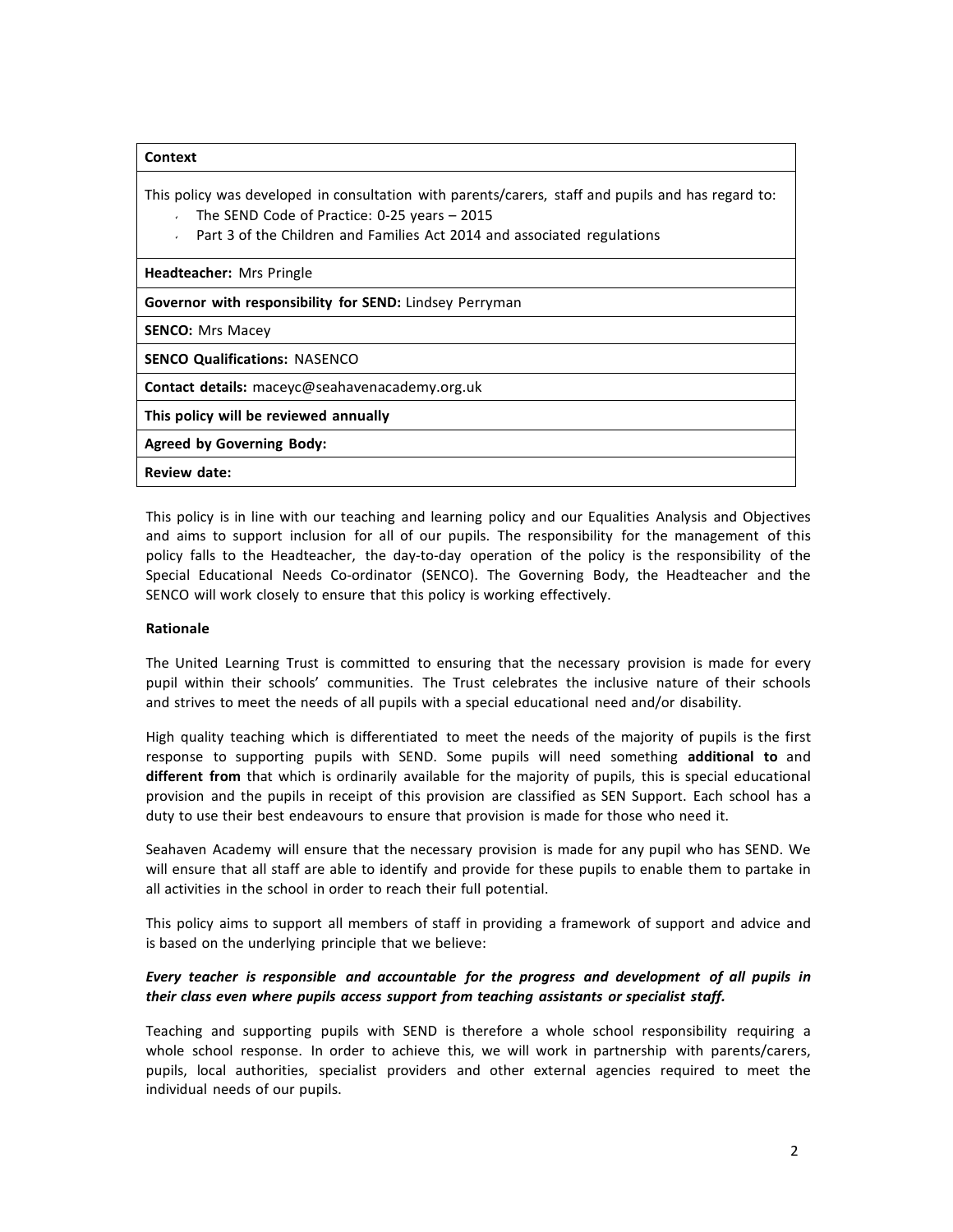| **Context** |
| --- |
| This policy was developed in consultation with parents/carers, staff and pupils and has regard to:<br>• The SEND Code of Practice: 0-25 years – 2015<br>• Part 3 of the Children and Families Act 2014 and associated regulations |
| **Headteacher:** Mrs Pringle |
| **Governor with responsibility for SEND:** Lindsey Perryman |
| **SENCO:** Mrs Macey |
| **SENCO Qualifications:** NASENCO |
| **Contact details:** maceyc@seahavenacademy.org.uk |
| **This policy will be reviewed annually** |
| **Agreed by Governing Body:** |
| **Review date:** |

This policy is in line with our teaching and learning policy and our Equalities Analysis and Objectives and aims to support inclusion for all of our pupils. The responsibility for the management of this policy falls to the Headteacher, the day-to-day operation of the policy is the responsibility of the Special Educational Needs Co-ordinator (SENCO). The Governing Body, the Headteacher and the SENCO will work closely to ensure that this policy is working effectively.

**Rationale**

The United Learning Trust is committed to ensuring that the necessary provision is made for every pupil within their schools' communities. The Trust celebrates the inclusive nature of their schools and strives to meet the needs of all pupils with a special educational need and/or disability.

High quality teaching which is differentiated to meet the needs of the majority of pupils is the first response to supporting pupils with SEND. Some pupils will need something **additional to** and **different from** that which is ordinarily available for the majority of pupils, this is special educational provision and the pupils in receipt of this provision are classified as SEN Support. Each school has a duty to use their best endeavours to ensure that provision is made for those who need it.

Seahaven Academy will ensure that the necessary provision is made for any pupil who has SEND. We will ensure that all staff are able to identify and provide for these pupils to enable them to partake in all activities in the school in order to reach their full potential.

This policy aims to support all members of staff in providing a framework of support and advice and is based on the underlying principle that we believe:

***Every teacher is responsible and accountable for the progress and development of all pupils in their class even where pupils access support from teaching assistants or specialist staff.***

Teaching and supporting pupils with SEND is therefore a whole school responsibility requiring a whole school response. In order to achieve this, we will work in partnership with parents/carers, pupils, local authorities, specialist providers and other external agencies required to meet the individual needs of our pupils.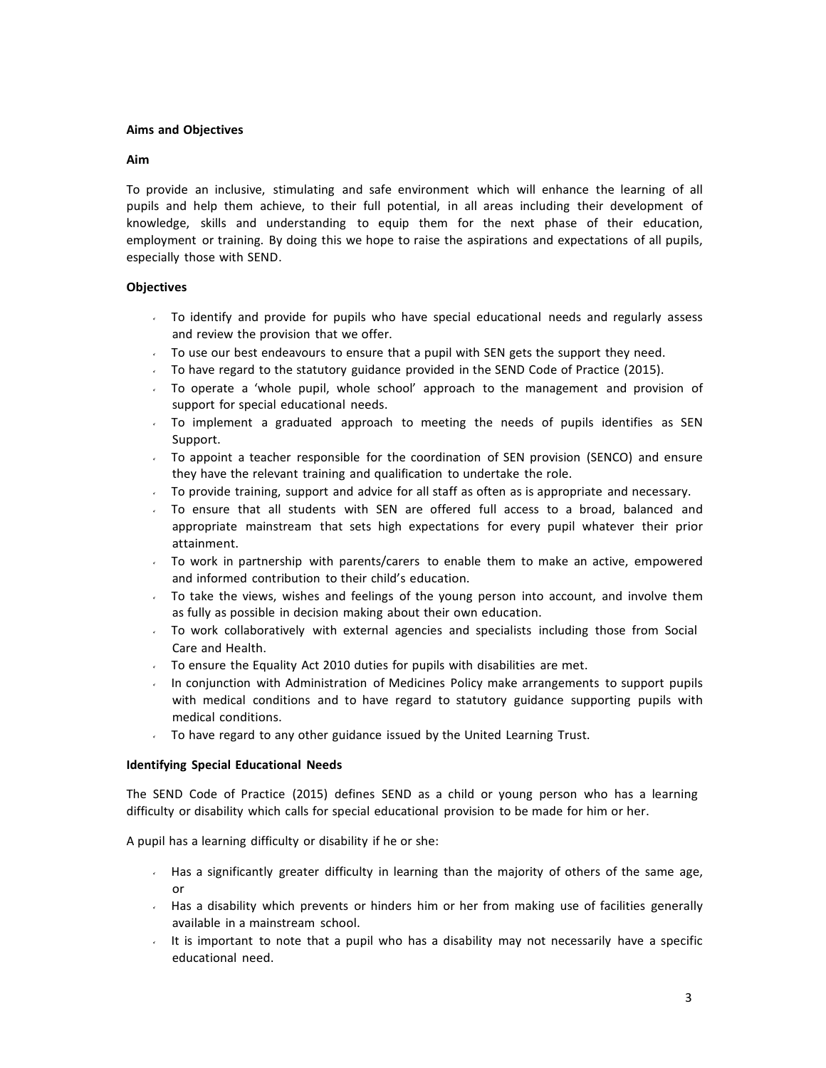**Aims and Objectives**

**Aim**

To provide an inclusive, stimulating and safe environment which will enhance the learning of all pupils and help them achieve, to their full potential, in all areas including their development of knowledge, skills and understanding to equip them for the next phase of their education, employment or training. By doing this we hope to raise the aspirations and expectations of all pupils, especially those with SEND.

**Objectives**

- To identify and provide for pupils who have special educational needs and regularly assess and review the provision that we offer.
- To use our best endeavours to ensure that a pupil with SEN gets the support they need.
- To have regard to the statutory guidance provided in the SEND Code of Practice (2015).
- To operate a 'whole pupil, whole school' approach to the management and provision of support for special educational needs.
- To implement a graduated approach to meeting the needs of pupils identifies as SEN Support.
- To appoint a teacher responsible for the coordination of SEN provision (SENCO) and ensure they have the relevant training and qualification to undertake the role.
- To provide training, support and advice for all staff as often as is appropriate and necessary.
- To ensure that all students with SEN are offered full access to a broad, balanced and appropriate mainstream that sets high expectations for every pupil whatever their prior attainment.
- To work in partnership with parents/carers to enable them to make an active, empowered and informed contribution to their child's education.
- To take the views, wishes and feelings of the young person into account, and involve them as fully as possible in decision making about their own education.
- To work collaboratively with external agencies and specialists including those from Social Care and Health.
- To ensure the Equality Act 2010 duties for pupils with disabilities are met.
- In conjunction with Administration of Medicines Policy make arrangements to support pupils with medical conditions and to have regard to statutory guidance supporting pupils with medical conditions.
- To have regard to any other guidance issued by the United Learning Trust.

**Identifying Special Educational Needs**

The SEND Code of Practice (2015) defines SEND as a child or young person who has a learning difficulty or disability which calls for special educational provision to be made for him or her.

A pupil has a learning difficulty or disability if he or she:

- Has a significantly greater difficulty in learning than the majority of others of the same age, or
- Has a disability which prevents or hinders him or her from making use of facilities generally available in a mainstream school.
- It is important to note that a pupil who has a disability may not necessarily have a specific educational need.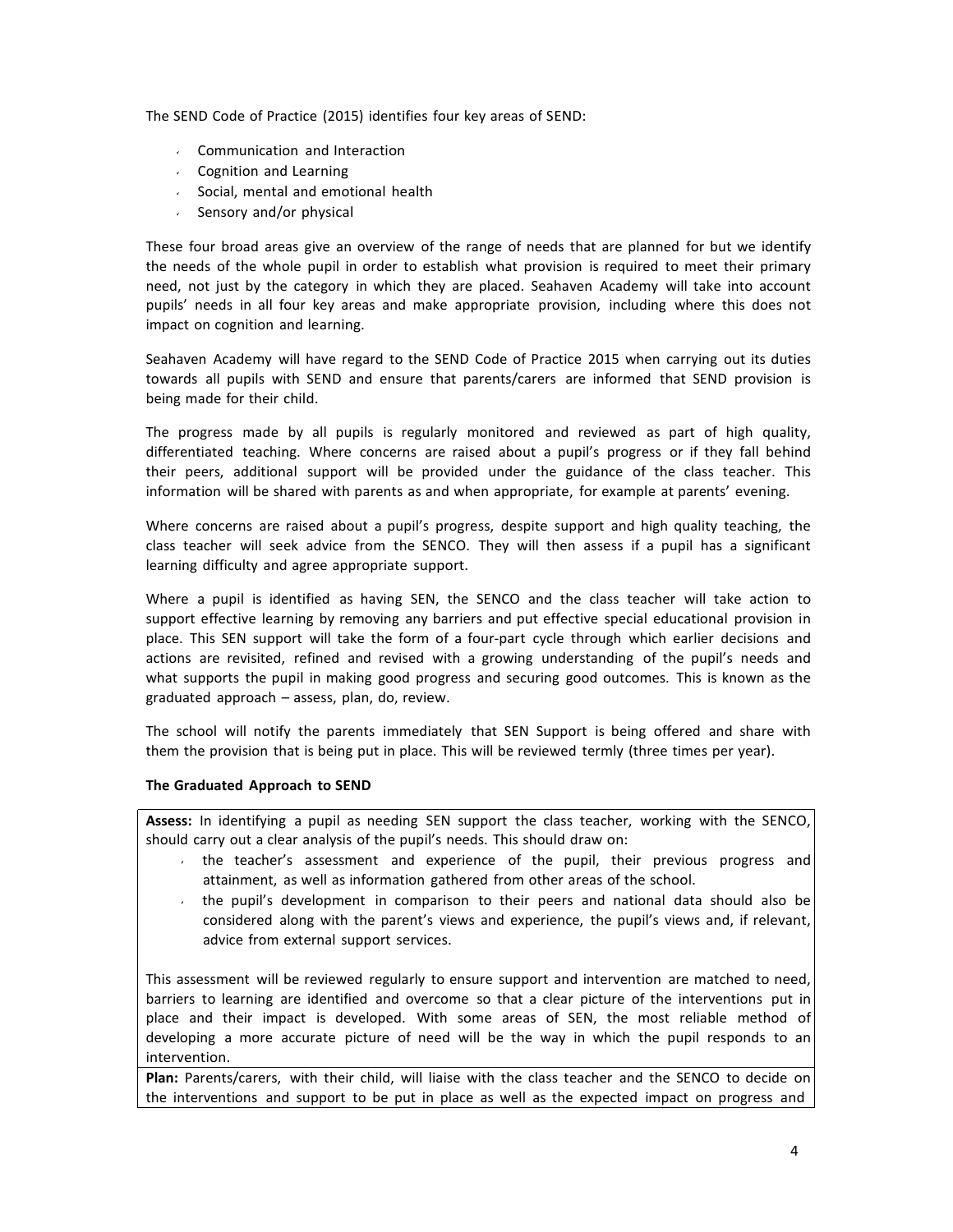The SEND Code of Practice (2015) identifies four key areas of SEND:

- Communication and Interaction
- Cognition and Learning
- Social, mental and emotional health
- Sensory and/or physical

These four broad areas give an overview of the range of needs that are planned for but we identify the needs of the whole pupil in order to establish what provision is required to meet their primary need, not just by the category in which they are placed. Seahaven Academy will take into account pupils' needs in all four key areas and make appropriate provision, including where this does not impact on cognition and learning.

Seahaven Academy will have regard to the SEND Code of Practice 2015 when carrying out its duties towards all pupils with SEND and ensure that parents/carers are informed that SEND provision is being made for their child.

The progress made by all pupils is regularly monitored and reviewed as part of high quality, differentiated teaching. Where concerns are raised about a pupil's progress or if they fall behind their peers, additional support will be provided under the guidance of the class teacher. This information will be shared with parents as and when appropriate, for example at parents' evening.

Where concerns are raised about a pupil's progress, despite support and high quality teaching, the class teacher will seek advice from the SENCO. They will then assess if a pupil has a significant learning difficulty and agree appropriate support.

Where a pupil is identified as having SEN, the SENCO and the class teacher will take action to support effective learning by removing any barriers and put effective special educational provision in place. This SEN support will take the form of a four-part cycle through which earlier decisions and actions are revisited, refined and revised with a growing understanding of the pupil's needs and what supports the pupil in making good progress and securing good outcomes. This is known as the graduated approach – assess, plan, do, review.

The school will notify the parents immediately that SEN Support is being offered and share with them the provision that is being put in place. This will be reviewed termly (three times per year).

**The Graduated Approach to SEND**

**Assess:** In identifying a pupil as needing SEN support the class teacher, working with the SENCO, should carry out a clear analysis of the pupil's needs. This should draw on:

- the teacher's assessment and experience of the pupil, their previous progress and attainment, as well as information gathered from other areas of the school.
- the pupil's development in comparison to their peers and national data should also be considered along with the parent's views and experience, the pupil's views and, if relevant, advice from external support services.

This assessment will be reviewed regularly to ensure support and intervention are matched to need, barriers to learning are identified and overcome so that a clear picture of the interventions put in place and their impact is developed. With some areas of SEN, the most reliable method of developing a more accurate picture of need will be the way in which the pupil responds to an intervention.

**Plan:** Parents/carers, with their child, will liaise with the class teacher and the SENCO to decide on the interventions and support to be put in place as well as the expected impact on progress and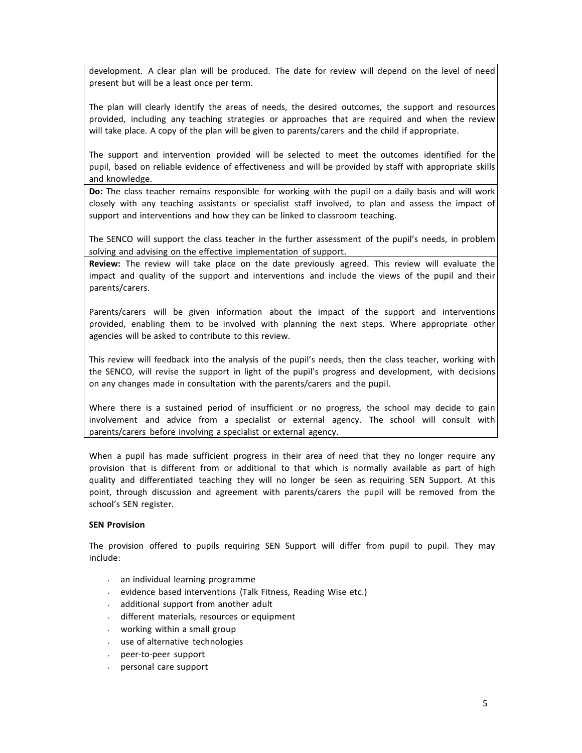development. A clear plan will be produced. The date for review will depend on the level of need present but will be a least once per term.

The plan will clearly identify the areas of needs, the desired outcomes, the support and resources provided, including any teaching strategies or approaches that are required and when the review will take place. A copy of the plan will be given to parents/carers and the child if appropriate.

The support and intervention provided will be selected to meet the outcomes identified for the pupil, based on reliable evidence of effectiveness and will be provided by staff with appropriate skills and knowledge.

**Do:** The class teacher remains responsible for working with the pupil on a daily basis and will work closely with any teaching assistants or specialist staff involved, to plan and assess the impact of support and interventions and how they can be linked to classroom teaching.

The SENCO will support the class teacher in the further assessment of the pupil's needs, in problem solving and advising on the effective implementation of support.

**Review:** The review will take place on the date previously agreed. This review will evaluate the impact and quality of the support and interventions and include the views of the pupil and their parents/carers.

Parents/carers will be given information about the impact of the support and interventions provided, enabling them to be involved with planning the next steps. Where appropriate other agencies will be asked to contribute to this review.

This review will feedback into the analysis of the pupil's needs, then the class teacher, working with the SENCO, will revise the support in light of the pupil's progress and development, with decisions on any changes made in consultation with the parents/carers and the pupil.

Where there is a sustained period of insufficient or no progress, the school may decide to gain involvement and advice from a specialist or external agency. The school will consult with parents/carers before involving a specialist or external agency.

When a pupil has made sufficient progress in their area of need that they no longer require any provision that is different from or additional to that which is normally available as part of high quality and differentiated teaching they will no longer be seen as requiring SEN Support. At this point, through discussion and agreement with parents/carers the pupil will be removed from the school's SEN register.

**SEN Provision**

The provision offered to pupils requiring SEN Support will differ from pupil to pupil. They may include:

- an individual learning programme
- evidence based interventions (Talk Fitness, Reading Wise etc.)
- additional support from another adult
- different materials, resources or equipment
- working within a small group
- use of alternative technologies
- peer-to-peer support
- personal care support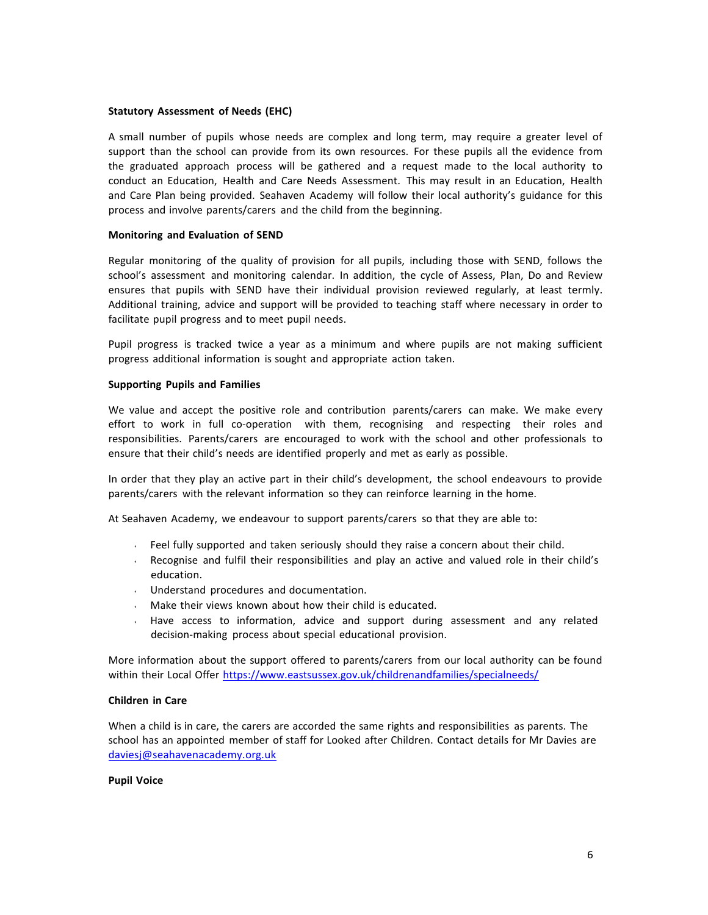**Statutory Assessment of Needs (EHC)**

A small number of pupils whose needs are complex and long term, may require a greater level of support than the school can provide from its own resources. For these pupils all the evidence from the graduated approach process will be gathered and a request made to the local authority to conduct an Education, Health and Care Needs Assessment. This may result in an Education, Health and Care Plan being provided. Seahaven Academy will follow their local authority's guidance for this process and involve parents/carers and the child from the beginning.

**Monitoring and Evaluation of SEND**

Regular monitoring of the quality of provision for all pupils, including those with SEND, follows the school's assessment and monitoring calendar. In addition, the cycle of Assess, Plan, Do and Review ensures that pupils with SEND have their individual provision reviewed regularly, at least termly. Additional training, advice and support will be provided to teaching staff where necessary in order to facilitate pupil progress and to meet pupil needs.

Pupil progress is tracked twice a year as a minimum and where pupils are not making sufficient progress additional information is sought and appropriate action taken.

**Supporting Pupils and Families**

We value and accept the positive role and contribution parents/carers can make. We make every effort to work in full co-operation with them, recognising and respecting their roles and responsibilities. Parents/carers are encouraged to work with the school and other professionals to ensure that their child's needs are identified properly and met as early as possible.

In order that they play an active part in their child's development, the school endeavours to provide parents/carers with the relevant information so they can reinforce learning in the home.

At Seahaven Academy, we endeavour to support parents/carers so that they are able to:

- Feel fully supported and taken seriously should they raise a concern about their child.
- Recognise and fulfil their responsibilities and play an active and valued role in their child's education.
- Understand procedures and documentation.
- Make their views known about how their child is educated.
- Have access to information, advice and support during assessment and any related decision-making process about special educational provision.

More information about the support offered to parents/carers from our local authority can be found within their Local Offer https://www.eastsussex.gov.uk/childrenandfamilies/specialneeds/

**Children in Care**

When a child is in care, the carers are accorded the same rights and responsibilities as parents. The school has an appointed member of staff for Looked after Children. Contact details for Mr Davies are daviesj@seahavenacademy.org.uk

**Pupil Voice**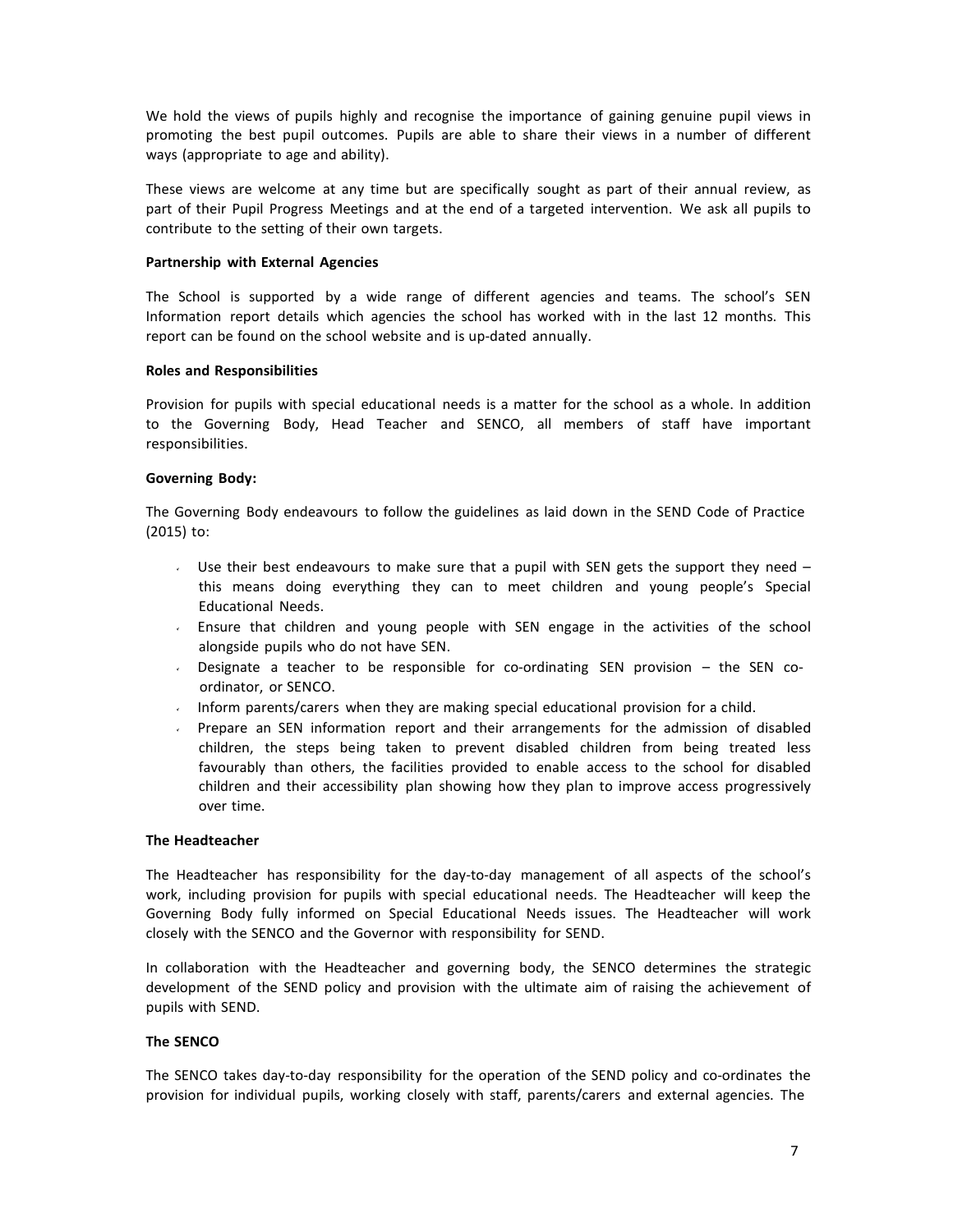We hold the views of pupils highly and recognise the importance of gaining genuine pupil views in promoting the best pupil outcomes. Pupils are able to share their views in a number of different ways (appropriate to age and ability).

These views are welcome at any time but are specifically sought as part of their annual review, as part of their Pupil Progress Meetings and at the end of a targeted intervention. We ask all pupils to contribute to the setting of their own targets.

**Partnership with External Agencies**

The School is supported by a wide range of different agencies and teams. The school's SEN Information report details which agencies the school has worked with in the last 12 months. This report can be found on the school website and is up-dated annually.

**Roles and Responsibilities**

Provision for pupils with special educational needs is a matter for the school as a whole. In addition to the Governing Body, Head Teacher and SENCO, all members of staff have important responsibilities.

**Governing Body:**

The Governing Body endeavours to follow the guidelines as laid down in the SEND Code of Practice (2015) to:

- Use their best endeavours to make sure that a pupil with SEN gets the support they need – this means doing everything they can to meet children and young people's Special Educational Needs.
- Ensure that children and young people with SEN engage in the activities of the school alongside pupils who do not have SEN.
- Designate a teacher to be responsible for co-ordinating SEN provision – the SEN co-ordinator, or SENCO.
- Inform parents/carers when they are making special educational provision for a child.
- Prepare an SEN information report and their arrangements for the admission of disabled children, the steps being taken to prevent disabled children from being treated less favourably than others, the facilities provided to enable access to the school for disabled children and their accessibility plan showing how they plan to improve access progressively over time.

**The Headteacher**

The Headteacher has responsibility for the day-to-day management of all aspects of the school's work, including provision for pupils with special educational needs. The Headteacher will keep the Governing Body fully informed on Special Educational Needs issues. The Headteacher will work closely with the SENCO and the Governor with responsibility for SEND.

In collaboration with the Headteacher and governing body, the SENCO determines the strategic development of the SEND policy and provision with the ultimate aim of raising the achievement of pupils with SEND.

**The SENCO**

The SENCO takes day-to-day responsibility for the operation of the SEND policy and co-ordinates the provision for individual pupils, working closely with staff, parents/carers and external agencies. The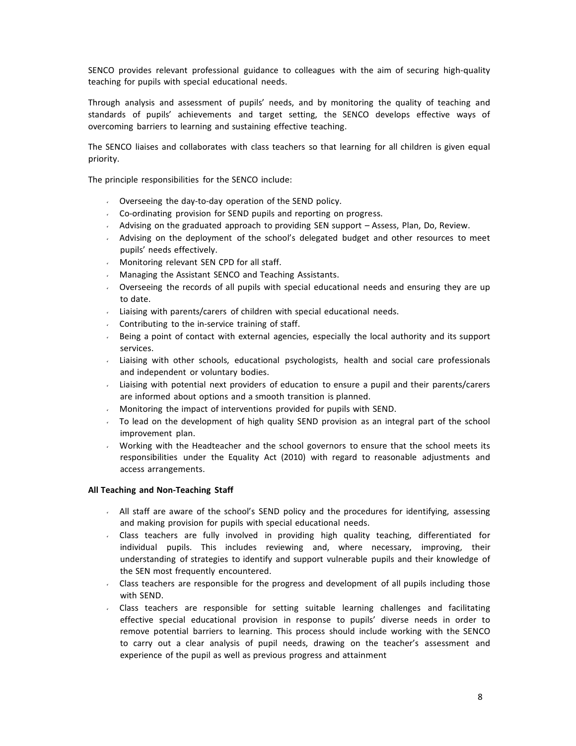SENCO provides relevant professional guidance to colleagues with the aim of securing high-quality teaching for pupils with special educational needs.

Through analysis and assessment of pupils' needs, and by monitoring the quality of teaching and standards of pupils' achievements and target setting, the SENCO develops effective ways of overcoming barriers to learning and sustaining effective teaching.

The SENCO liaises and collaborates with class teachers so that learning for all children is given equal priority.

The principle responsibilities for the SENCO include:

- Overseeing the day-to-day operation of the SEND policy.
- Co-ordinating provision for SEND pupils and reporting on progress.
- Advising on the graduated approach to providing SEN support – Assess, Plan, Do, Review.
- Advising on the deployment of the school's delegated budget and other resources to meet pupils' needs effectively.
- Monitoring relevant SEN CPD for all staff.
- Managing the Assistant SENCO and Teaching Assistants.
- Overseeing the records of all pupils with special educational needs and ensuring they are up to date.
- Liaising with parents/carers of children with special educational needs.
- Contributing to the in-service training of staff.
- Being a point of contact with external agencies, especially the local authority and its support services.
- Liaising with other schools, educational psychologists, health and social care professionals and independent or voluntary bodies.
- Liaising with potential next providers of education to ensure a pupil and their parents/carers are informed about options and a smooth transition is planned.
- Monitoring the impact of interventions provided for pupils with SEND.
- To lead on the development of high quality SEND provision as an integral part of the school improvement plan.
- Working with the Headteacher and the school governors to ensure that the school meets its responsibilities under the Equality Act (2010) with regard to reasonable adjustments and access arrangements.

**All Teaching and Non-Teaching Staff**

- All staff are aware of the school's SEND policy and the procedures for identifying, assessing and making provision for pupils with special educational needs.
- Class teachers are fully involved in providing high quality teaching, differentiated for individual pupils. This includes reviewing and, where necessary, improving, their understanding of strategies to identify and support vulnerable pupils and their knowledge of the SEN most frequently encountered.
- Class teachers are responsible for the progress and development of all pupils including those with SEND.
- Class teachers are responsible for setting suitable learning challenges and facilitating effective special educational provision in response to pupils' diverse needs in order to remove potential barriers to learning. This process should include working with the SENCO to carry out a clear analysis of pupil needs, drawing on the teacher's assessment and experience of the pupil as well as previous progress and attainment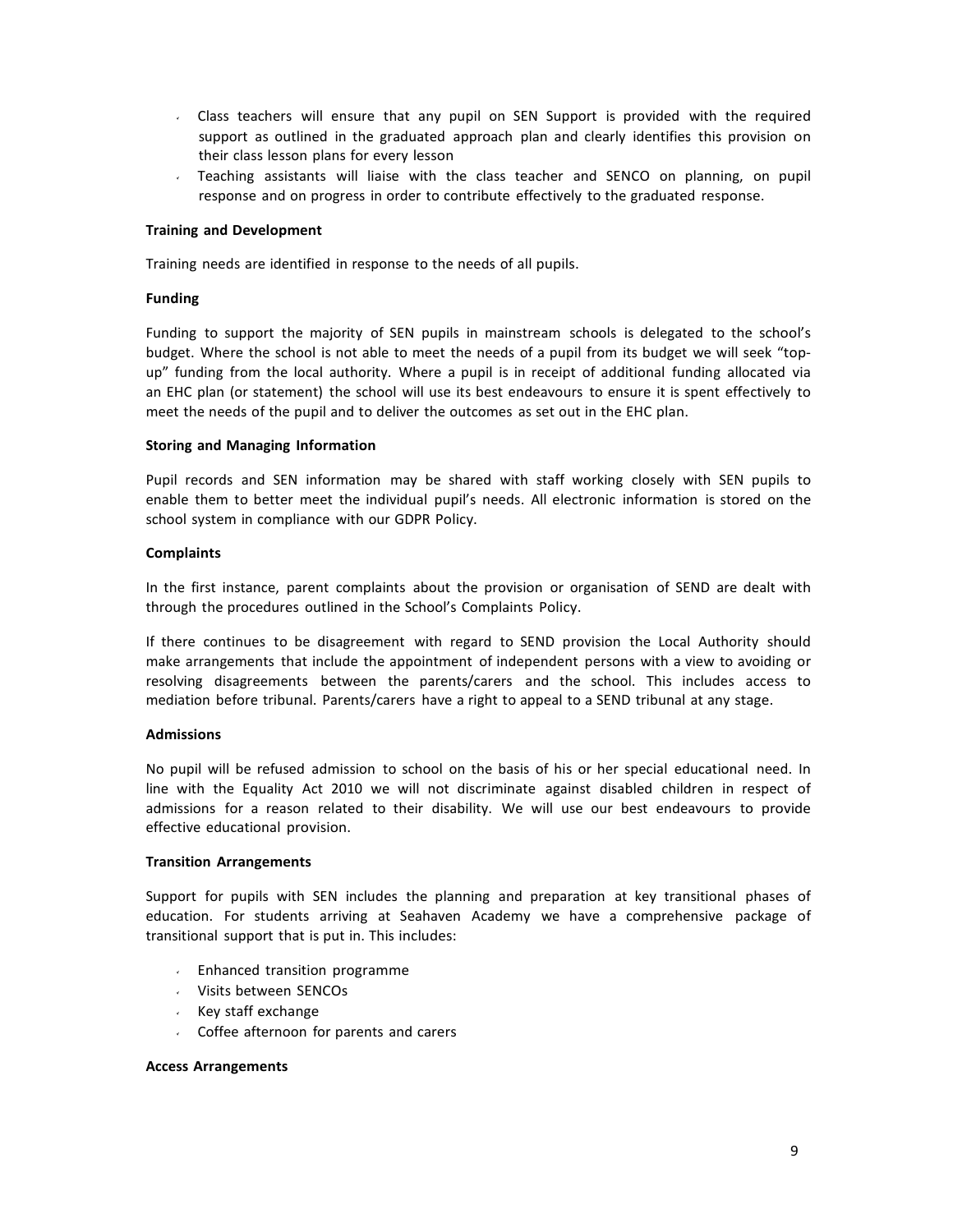- Class teachers will ensure that any pupil on SEN Support is provided with the required support as outlined in the graduated approach plan and clearly identifies this provision on their class lesson plans for every lesson
- Teaching assistants will liaise with the class teacher and SENCO on planning, on pupil response and on progress in order to contribute effectively to the graduated response.

**Training and Development**

Training needs are identified in response to the needs of all pupils.

**Funding**

Funding to support the majority of SEN pupils in mainstream schools is delegated to the school's budget. Where the school is not able to meet the needs of a pupil from its budget we will seek "top-up" funding from the local authority. Where a pupil is in receipt of additional funding allocated via an EHC plan (or statement) the school will use its best endeavours to ensure it is spent effectively to meet the needs of the pupil and to deliver the outcomes as set out in the EHC plan.

**Storing and Managing Information**

Pupil records and SEN information may be shared with staff working closely with SEN pupils to enable them to better meet the individual pupil's needs. All electronic information is stored on the school system in compliance with our GDPR Policy.

**Complaints**

In the first instance, parent complaints about the provision or organisation of SEND are dealt with through the procedures outlined in the School's Complaints Policy.

If there continues to be disagreement with regard to SEND provision the Local Authority should make arrangements that include the appointment of independent persons with a view to avoiding or resolving disagreements between the parents/carers and the school. This includes access to mediation before tribunal. Parents/carers have a right to appeal to a SEND tribunal at any stage.

**Admissions**

No pupil will be refused admission to school on the basis of his or her special educational need. In line with the Equality Act 2010 we will not discriminate against disabled children in respect of admissions for a reason related to their disability. We will use our best endeavours to provide effective educational provision.

**Transition Arrangements**

Support for pupils with SEN includes the planning and preparation at key transitional phases of education. For students arriving at Seahaven Academy we have a comprehensive package of transitional support that is put in. This includes:

- Enhanced transition programme
- Visits between SENCOs
- Key staff exchange
- Coffee afternoon for parents and carers

**Access Arrangements**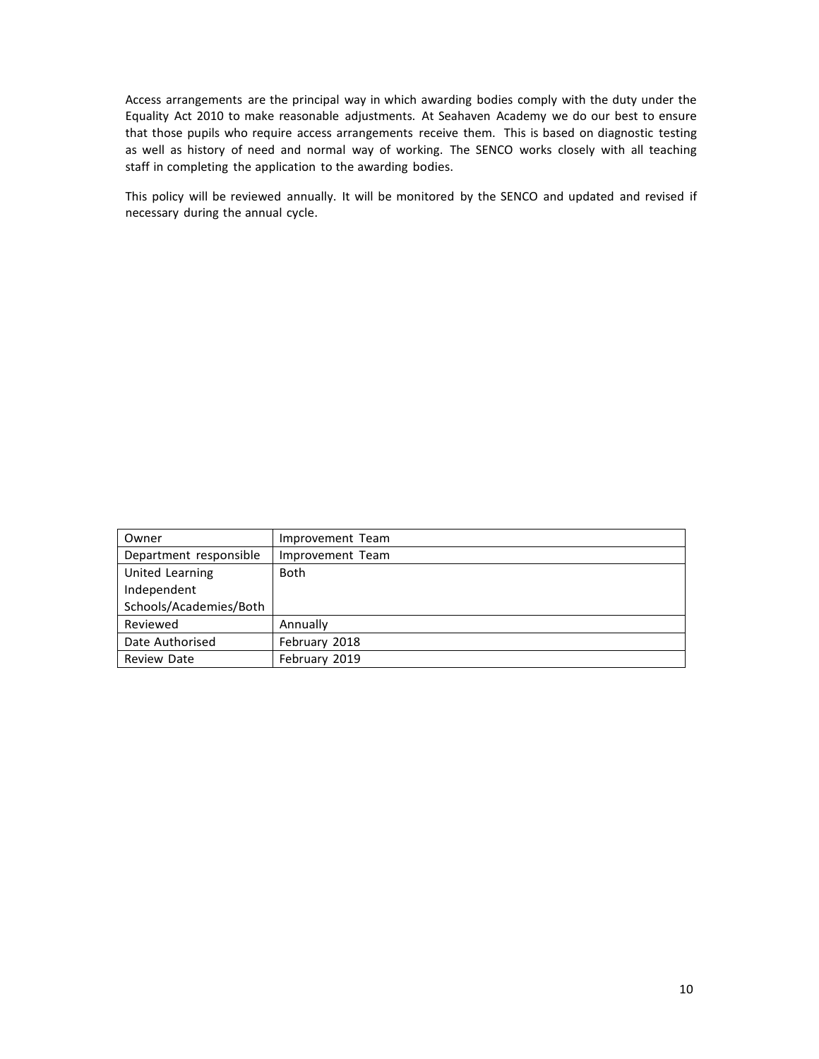Access arrangements are the principal way in which awarding bodies comply with the duty under the Equality Act 2010 to make reasonable adjustments. At Seahaven Academy we do our best to ensure that those pupils who require access arrangements receive them. This is based on diagnostic testing as well as history of need and normal way of working. The SENCO works closely with all teaching staff in completing the application to the awarding bodies.

This policy will be reviewed annually. It will be monitored by the SENCO and updated and revised if necessary during the annual cycle.

| | |
|---|---|
| Owner | Improvement Team |
| Department responsible | Improvement Team |
| United Learning Independent Schools/Academies/Both | Both |
| Reviewed | Annually |
| Date Authorised | February 2018 |
| Review Date | February 2019 |